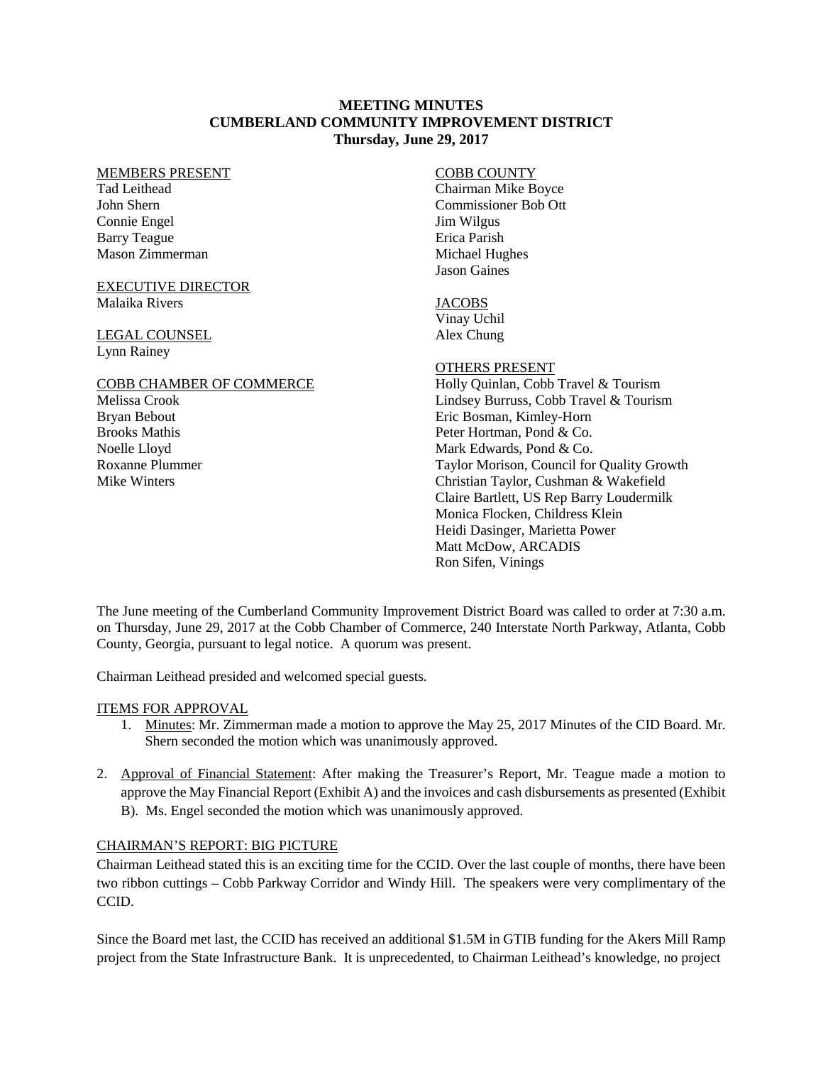# MEETING MINUTES
## CUMBERLAND COMMUNITY IMPROVEMENT DISTRICT
### Thursday, June 29, 2017

MEMBERS PRESENT
Tad Leithead
John Shern
Connie Engel
Barry Teague
Mason Zimmerman

EXECUTIVE DIRECTOR
Malaika Rivers

LEGAL COUNSEL
Lynn Rainey

COBB CHAMBER OF COMMERCE
Melissa Crook
Bryan Bebout
Brooks Mathis
Noelle Lloyd
Roxanne Plummer
Mike Winters

COBB COUNTY
Chairman Mike Boyce
Commissioner Bob Ott
Jim Wilgus
Erica Parish
Michael Hughes
Jason Gaines

JACOBS
Vinay Uchil
Alex Chung

OTHERS PRESENT
Holly Quinlan, Cobb Travel & Tourism
Lindsey Burruss, Cobb Travel & Tourism
Eric Bosman, Kimley-Horn
Peter Hortman, Pond & Co.
Mark Edwards, Pond & Co.
Taylor Morison, Council for Quality Growth
Christian Taylor, Cushman & Wakefield
Claire Bartlett, US Rep Barry Loudermilk
Monica Flocken, Childress Klein
Heidi Dasinger, Marietta Power
Matt McDow, ARCADIS
Ron Sifen, Vinings

The June meeting of the Cumberland Community Improvement District Board was called to order at 7:30 a.m. on Thursday, June 29, 2017 at the Cobb Chamber of Commerce, 240 Interstate North Parkway, Atlanta, Cobb County, Georgia, pursuant to legal notice. A quorum was present.

Chairman Leithead presided and welcomed special guests.

ITEMS FOR APPROVAL

1. Minutes: Mr. Zimmerman made a motion to approve the May 25, 2017 Minutes of the CID Board. Mr. Shern seconded the motion which was unanimously approved.

2. Approval of Financial Statement: After making the Treasurer's Report, Mr. Teague made a motion to approve the May Financial Report (Exhibit A) and the invoices and cash disbursements as presented (Exhibit B). Ms. Engel seconded the motion which was unanimously approved.

CHAIRMAN'S REPORT: BIG PICTURE

Chairman Leithead stated this is an exciting time for the CCID. Over the last couple of months, there have been two ribbon cuttings – Cobb Parkway Corridor and Windy Hill. The speakers were very complimentary of the CCID.

Since the Board met last, the CCID has received an additional $1.5M in GTIB funding for the Akers Mill Ramp project from the State Infrastructure Bank. It is unprecedented, to Chairman Leithead's knowledge, no project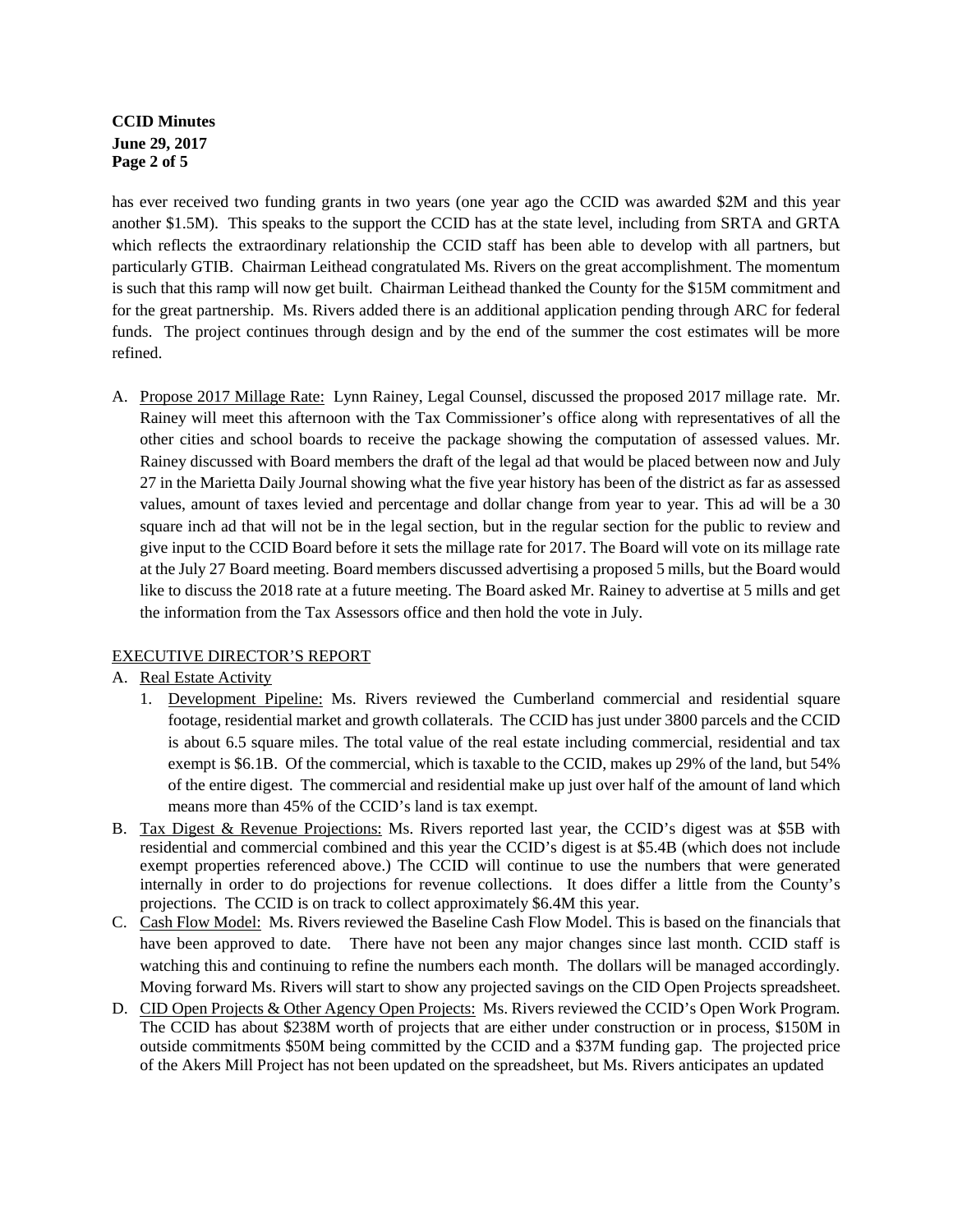has ever received two funding grants in two years (one year ago the CCID was awarded $2M and this year another $1.5M). This speaks to the support the CCID has at the state level, including from SRTA and GRTA which reflects the extraordinary relationship the CCID staff has been able to develop with all partners, but particularly GTIB. Chairman Leithead congratulated Ms. Rivers on the great accomplishment. The momentum is such that this ramp will now get built. Chairman Leithead thanked the County for the $15M commitment and for the great partnership. Ms. Rivers added there is an additional application pending through ARC for federal funds. The project continues through design and by the end of the summer the cost estimates will be more refined.

A. <u>Propose 2017 Millage Rate:</u> Lynn Rainey, Legal Counsel, discussed the proposed 2017 millage rate. Mr. Rainey will meet this afternoon with the Tax Commissioner's office along with representatives of all the other cities and school boards to receive the package showing the computation of assessed values. Mr. Rainey discussed with Board members the draft of the legal ad that would be placed between now and July 27 in the Marietta Daily Journal showing what the five year history has been of the district as far as assessed values, amount of taxes levied and percentage and dollar change from year to year. This ad will be a 30 square inch ad that will not be in the legal section, but in the regular section for the public to review and give input to the CCID Board before it sets the millage rate for 2017. The Board will vote on its millage rate at the July 27 Board meeting. Board members discussed advertising a proposed 5 mills, but the Board would like to discuss the 2018 rate at a future meeting. The Board asked Mr. Rainey to advertise at 5 mills and get the information from the Tax Assessors office and then hold the vote in July.

<u>EXECUTIVE DIRECTOR'S REPORT</u>

A. <u>Real Estate Activity</u>
   1. <u>Development Pipeline:</u> Ms. Rivers reviewed the Cumberland commercial and residential square footage, residential market and growth collaterals. The CCID has just under 3800 parcels and the CCID is about 6.5 square miles. The total value of the real estate including commercial, residential and tax exempt is $6.1B. Of the commercial, which is taxable to the CCID, makes up 29% of the land, but 54% of the entire digest. The commercial and residential make up just over half of the amount of land which means more than 45% of the CCID's land is tax exempt.
B. <u>Tax Digest & Revenue Projections:</u> Ms. Rivers reported last year, the CCID's digest was at $5B with residential and commercial combined and this year the CCID's digest is at $5.4B (which does not include exempt properties referenced above.) The CCID will continue to use the numbers that were generated internally in order to do projections for revenue collections. It does differ a little from the County's projections. The CCID is on track to collect approximately $6.4M this year.
C. <u>Cash Flow Model:</u> Ms. Rivers reviewed the Baseline Cash Flow Model. This is based on the financials that have been approved to date. There have not been any major changes since last month. CCID staff is watching this and continuing to refine the numbers each month. The dollars will be managed accordingly. Moving forward Ms. Rivers will start to show any projected savings on the CID Open Projects spreadsheet.
D. <u>CID Open Projects & Other Agency Open Projects:</u> Ms. Rivers reviewed the CCID's Open Work Program. The CCID has about $238M worth of projects that are either under construction or in process, $150M in outside commitments $50M being committed by the CCID and a $37M funding gap. The projected price of the Akers Mill Project has not been updated on the spreadsheet, but Ms. Rivers anticipates an updated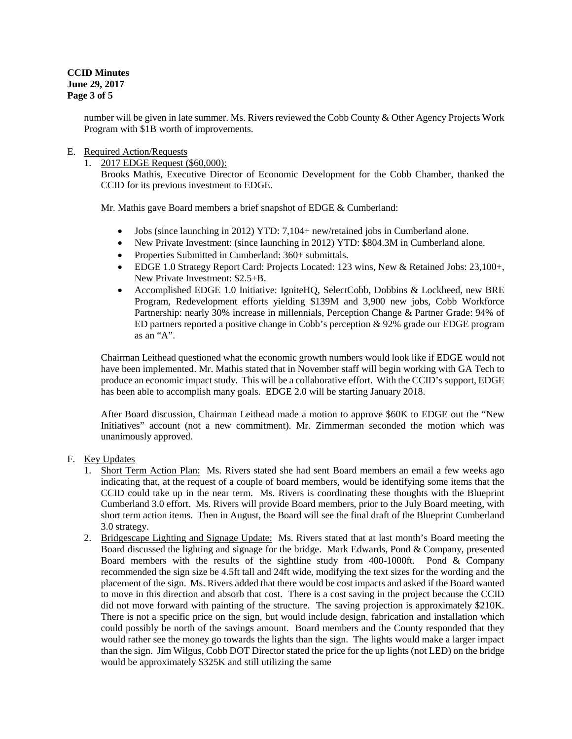number will be given in late summer. Ms. Rivers reviewed the Cobb County & Other Agency Projects Work Program with $1B worth of improvements.

E. Required Action/Requests

1. 2017 EDGE Request ($60,000):

   Brooks Mathis, Executive Director of Economic Development for the Cobb Chamber, thanked the CCID for its previous investment to EDGE.

   Mr. Mathis gave Board members a brief snapshot of EDGE & Cumberland:

   - Jobs (since launching in 2012) YTD: 7,104+ new/retained jobs in Cumberland alone.
   - New Private Investment: (since launching in 2012) YTD: $804.3M in Cumberland alone.
   - Properties Submitted in Cumberland: 360+ submittals.
   - EDGE 1.0 Strategy Report Card: Projects Located: 123 wins, New & Retained Jobs: 23,100+, New Private Investment: $2.5+B.
   - Accomplished EDGE 1.0 Initiative: IgniteHQ, SelectCobb, Dobbins & Lockheed, new BRE Program, Redevelopment efforts yielding $139M and 3,900 new jobs, Cobb Workforce Partnership: nearly 30% increase in millennials, Perception Change & Partner Grade: 94% of ED partners reported a positive change in Cobb's perception & 92% grade our EDGE program as an "A".

   Chairman Leithead questioned what the economic growth numbers would look like if EDGE would not have been implemented. Mr. Mathis stated that in November staff will begin working with GA Tech to produce an economic impact study. This will be a collaborative effort. With the CCID's support, EDGE has been able to accomplish many goals. EDGE 2.0 will be starting January 2018.

   After Board discussion, Chairman Leithead made a motion to approve $60K to EDGE out the "New Initiatives" account (not a new commitment). Mr. Zimmerman seconded the motion which was unanimously approved.

F. Key Updates

1. Short Term Action Plan: Ms. Rivers stated she had sent Board members an email a few weeks ago indicating that, at the request of a couple of board members, would be identifying some items that the CCID could take up in the near term. Ms. Rivers is coordinating these thoughts with the Blueprint Cumberland 3.0 effort. Ms. Rivers will provide Board members, prior to the July Board meeting, with short term action items. Then in August, the Board will see the final draft of the Blueprint Cumberland 3.0 strategy.
2. Bridgescape Lighting and Signage Update: Ms. Rivers stated that at last month's Board meeting the Board discussed the lighting and signage for the bridge. Mark Edwards, Pond & Company, presented Board members with the results of the sightline study from 400-1000ft. Pond & Company recommended the sign size be 4.5ft tall and 24ft wide, modifying the text sizes for the wording and the placement of the sign. Ms. Rivers added that there would be cost impacts and asked if the Board wanted to move in this direction and absorb that cost. There is a cost saving in the project because the CCID did not move forward with painting of the structure. The saving projection is approximately $210K. There is not a specific price on the sign, but would include design, fabrication and installation which could possibly be north of the savings amount. Board members and the County responded that they would rather see the money go towards the lights than the sign. The lights would make a larger impact than the sign. Jim Wilgus, Cobb DOT Director stated the price for the up lights (not LED) on the bridge would be approximately $325K and still utilizing the same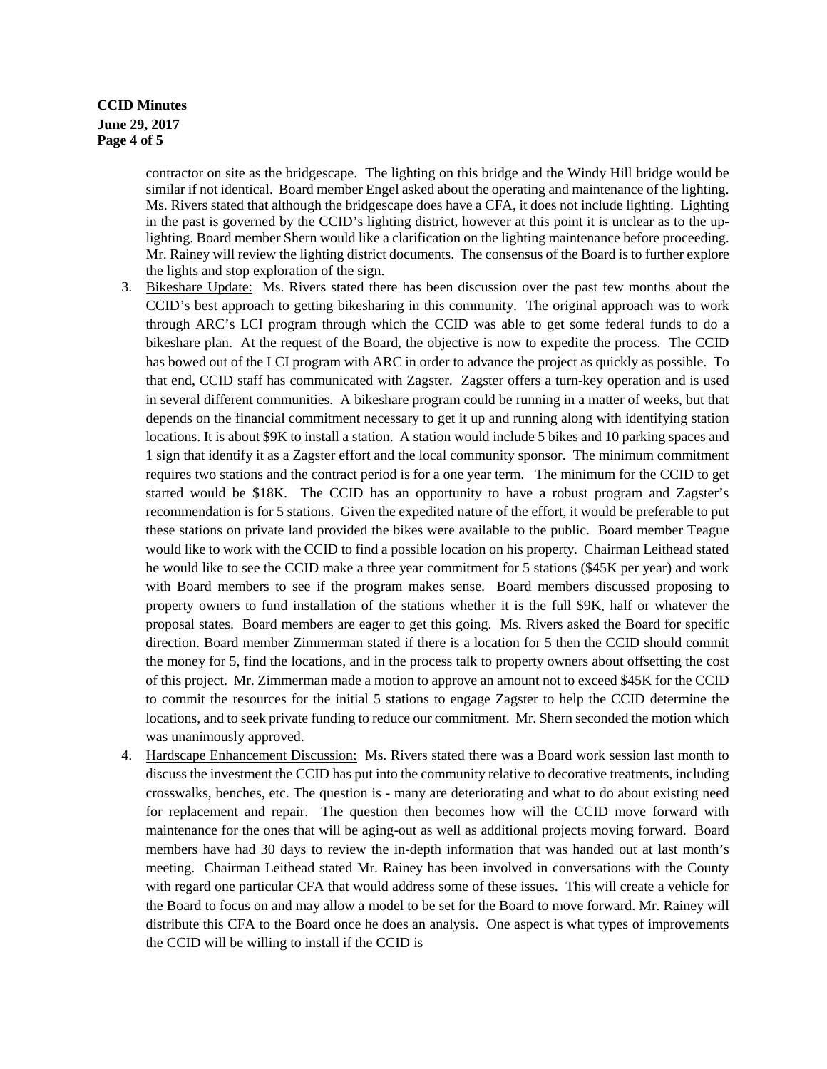contractor on site as the bridgescape. The lighting on this bridge and the Windy Hill bridge would be similar if not identical. Board member Engel asked about the operating and maintenance of the lighting. Ms. Rivers stated that although the bridgescape does have a CFA, it does not include lighting. Lighting in the past is governed by the CCID's lighting district, however at this point it is unclear as to the up-lighting. Board member Shern would like a clarification on the lighting maintenance before proceeding. Mr. Rainey will review the lighting district documents. The consensus of the Board is to further explore the lights and stop exploration of the sign.

3. Bikeshare Update: Ms. Rivers stated there has been discussion over the past few months about the CCID's best approach to getting bikesharing in this community. The original approach was to work through ARC's LCI program through which the CCID was able to get some federal funds to do a bikeshare plan. At the request of the Board, the objective is now to expedite the process. The CCID has bowed out of the LCI program with ARC in order to advance the project as quickly as possible. To that end, CCID staff has communicated with Zagster. Zagster offers a turn-key operation and is used in several different communities. A bikeshare program could be running in a matter of weeks, but that depends on the financial commitment necessary to get it up and running along with identifying station locations. It is about $9K to install a station. A station would include 5 bikes and 10 parking spaces and 1 sign that identify it as a Zagster effort and the local community sponsor. The minimum commitment requires two stations and the contract period is for a one year term. The minimum for the CCID to get started would be $18K. The CCID has an opportunity to have a robust program and Zagster's recommendation is for 5 stations. Given the expedited nature of the effort, it would be preferable to put these stations on private land provided the bikes were available to the public. Board member Teague would like to work with the CCID to find a possible location on his property. Chairman Leithead stated he would like to see the CCID make a three year commitment for 5 stations ($45K per year) and work with Board members to see if the program makes sense. Board members discussed proposing to property owners to fund installation of the stations whether it is the full $9K, half or whatever the proposal states. Board members are eager to get this going. Ms. Rivers asked the Board for specific direction. Board member Zimmerman stated if there is a location for 5 then the CCID should commit the money for 5, find the locations, and in the process talk to property owners about offsetting the cost of this project. Mr. Zimmerman made a motion to approve an amount not to exceed $45K for the CCID to commit the resources for the initial 5 stations to engage Zagster to help the CCID determine the locations, and to seek private funding to reduce our commitment. Mr. Shern seconded the motion which was unanimously approved.

4. Hardscape Enhancement Discussion: Ms. Rivers stated there was a Board work session last month to discuss the investment the CCID has put into the community relative to decorative treatments, including crosswalks, benches, etc. The question is - many are deteriorating and what to do about existing need for replacement and repair. The question then becomes how will the CCID move forward with maintenance for the ones that will be aging-out as well as additional projects moving forward. Board members have had 30 days to review the in-depth information that was handed out at last month's meeting. Chairman Leithead stated Mr. Rainey has been involved in conversations with the County with regard one particular CFA that would address some of these issues. This will create a vehicle for the Board to focus on and may allow a model to be set for the Board to move forward. Mr. Rainey will distribute this CFA to the Board once he does an analysis. One aspect is what types of improvements the CCID will be willing to install if the CCID is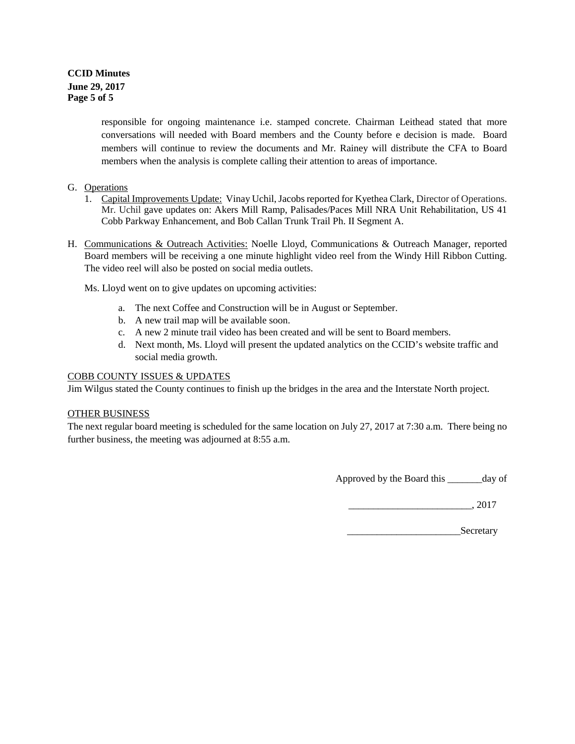responsible for ongoing maintenance i.e. stamped concrete. Chairman Leithead stated that more conversations will needed with Board members and the County before e decision is made. Board members will continue to review the documents and Mr. Rainey will distribute the CFA to Board members when the analysis is complete calling their attention to areas of importance.

G. Operations
   1. Capital Improvements Update: Vinay Uchil, Jacobs reported for Kyethea Clark, Director of Operations. Mr. Uchil gave updates on: Akers Mill Ramp, Palisades/Paces Mill NRA Unit Rehabilitation, US 41 Cobb Parkway Enhancement, and Bob Callan Trunk Trail Ph. II Segment A.

H. Communications & Outreach Activities: Noelle Lloyd, Communications & Outreach Manager, reported Board members will be receiving a one minute highlight video reel from the Windy Hill Ribbon Cutting. The video reel will also be posted on social media outlets.

   Ms. Lloyd went on to give updates on upcoming activities:

   a. The next Coffee and Construction will be in August or September.
   b. A new trail map will be available soon.
   c. A new 2 minute trail video has been created and will be sent to Board members.
   d. Next month, Ms. Lloyd will present the updated analytics on the CCID's website traffic and social media growth.

COBB COUNTY ISSUES & UPDATES

Jim Wilgus stated the County continues to finish up the bridges in the area and the Interstate North project.

OTHER BUSINESS

The next regular board meeting is scheduled for the same location on July 27, 2017 at 7:30 a.m. There being no further business, the meeting was adjourned at 8:55 a.m.

Approved by the Board this _______day of

_________________________, 2017

_______________________Secretary